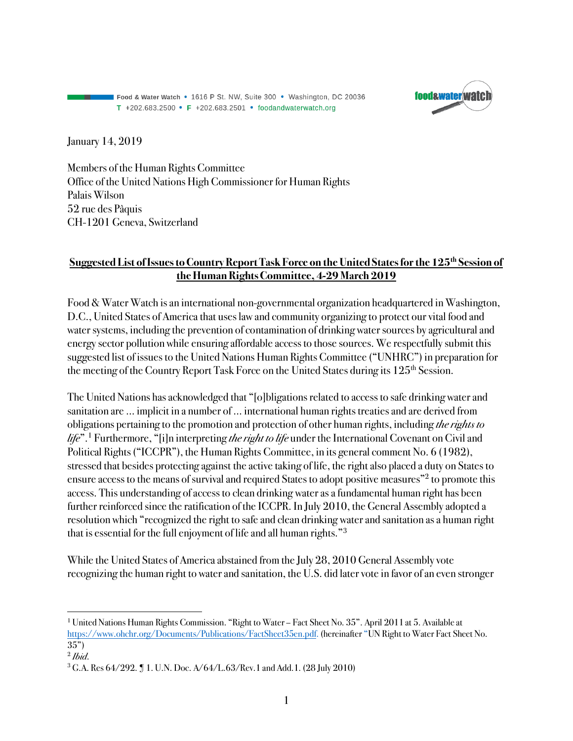Food & Water Watch • 1616 P St. NW, Suite 300 • Washington, DC 20036
T +202.683.2500 • F +202.683.2501 • foodandwaterwatch.org

January 14, 2019

Members of the Human Rights Committee
Office of the United Nations High Commissioner for Human Rights
Palais Wilson
52 rue des Pâquis
CH-1201 Geneva, Switzerland

**Suggested List of Issues to Country Report Task Force on the United States for the 125th Session of the Human Rights Committee, 4-29 March 2019**

Food & Water Watch is an international non-governmental organization headquartered in Washington, D.C., United States of America that uses law and community organizing to protect our vital food and water systems, including the prevention of contamination of drinking water sources by agricultural and energy sector pollution while ensuring affordable access to those sources. We respectfully submit this suggested list of issues to the United Nations Human Rights Committee ("UNHRC") in preparation for the meeting of the Country Report Task Force on the United States during its 125th Session.

The United Nations has acknowledged that "[o]bligations related to access to safe drinking water and sanitation are ... implicit in a number of ... international human rights treaties and are derived from obligations pertaining to the promotion and protection of other human rights, including *the rights to life*".[1] Furthermore, "[i]n interpreting *the right to life* under the International Covenant on Civil and Political Rights ("ICCPR"), the Human Rights Committee, in its general comment No. 6 (1982), stressed that besides protecting against the active taking of life, the right also placed a duty on States to ensure access to the means of survival and required States to adopt positive measures"[2] to promote this access. This understanding of access to clean drinking water as a fundamental human right has been further reinforced since the ratification of the ICCPR. In July 2010, the General Assembly adopted a resolution which "recognized the right to safe and clean drinking water and sanitation as a human right that is essential for the full enjoyment of life and all human rights."[3]

While the United States of America abstained from the July 28, 2010 General Assembly vote recognizing the human right to water and sanitation, the U.S. did later vote in favor of an even stronger

---

[1] United Nations Human Rights Commission. "Right to Water – Fact Sheet No. 35". April 2011 at 5. Available at https://www.ohchr.org/Documents/Publications/FactSheet35en.pdf. (hereinafter "UN Right to Water Fact Sheet No. 35")

[2] *Ibid.*

[3] G.A. Res 64/292. ¶ 1. U.N. Doc. A/64/L.63/Rev.1 and Add.1. (28 July 2010)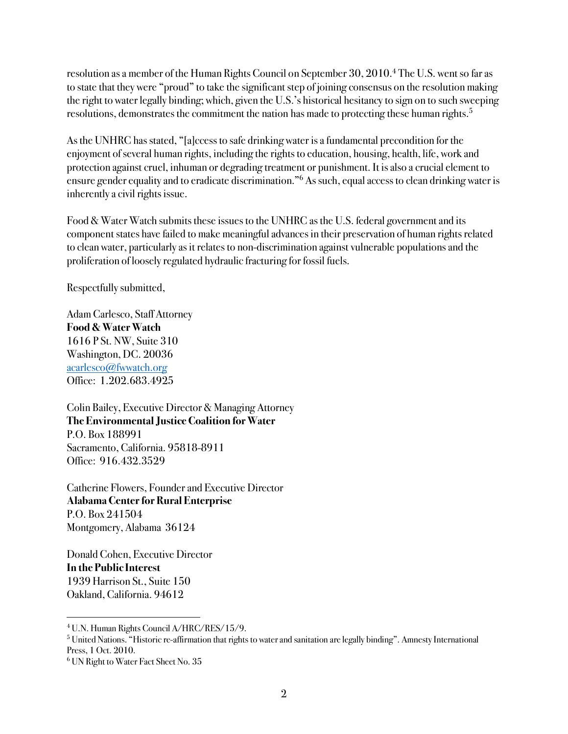resolution as a member of the Human Rights Council on September 30, 2010.[4] The U.S. went so far as to state that they were "proud" to take the significant step of joining consensus on the resolution making the right to water legally binding; which, given the U.S.'s historical hesitancy to sign on to such sweeping resolutions, demonstrates the commitment the nation has made to protecting these human rights.[5]

As the UNHRC has stated, "[a]ccess to safe drinking water is a fundamental precondition for the enjoyment of several human rights, including the rights to education, housing, health, life, work and protection against cruel, inhuman or degrading treatment or punishment. It is also a crucial element to ensure gender equality and to eradicate discrimination."[6] As such, equal access to clean drinking water is inherently a civil rights issue.

Food & Water Watch submits these issues to the UNHRC as the U.S. federal government and its component states have failed to make meaningful advances in their preservation of human rights related to clean water, particularly as it relates to non-discrimination against vulnerable populations and the proliferation of loosely regulated hydraulic fracturing for fossil fuels.

Respectfully submitted,

Adam Carlesco, Staff Attorney
**Food & Water Watch**
1616 P St. NW, Suite 310
Washington, DC. 20036
acarlesco@fwwatch.org
Office: 1.202.683.4925

Colin Bailey, Executive Director & Managing Attorney
**The Environmental Justice Coalition for Water**
P.O. Box 188991
Sacramento, California. 95818-8911
Office: 916.432.3529

Catherine Flowers, Founder and Executive Director
**Alabama Center for Rural Enterprise**
P.O. Box 241504
Montgomery, Alabama 36124

Donald Cohen, Executive Director
**In the Public Interest**
1939 Harrison St., Suite 150
Oakland, California. 94612

---

[4] U.N. Human Rights Council A/HRC/RES/15/9.

[5] United Nations. "Historic re-affirmation that rights to water and sanitation are legally binding". Amnesty International Press, 1 Oct. 2010.

[6] UN Right to Water Fact Sheet No. 35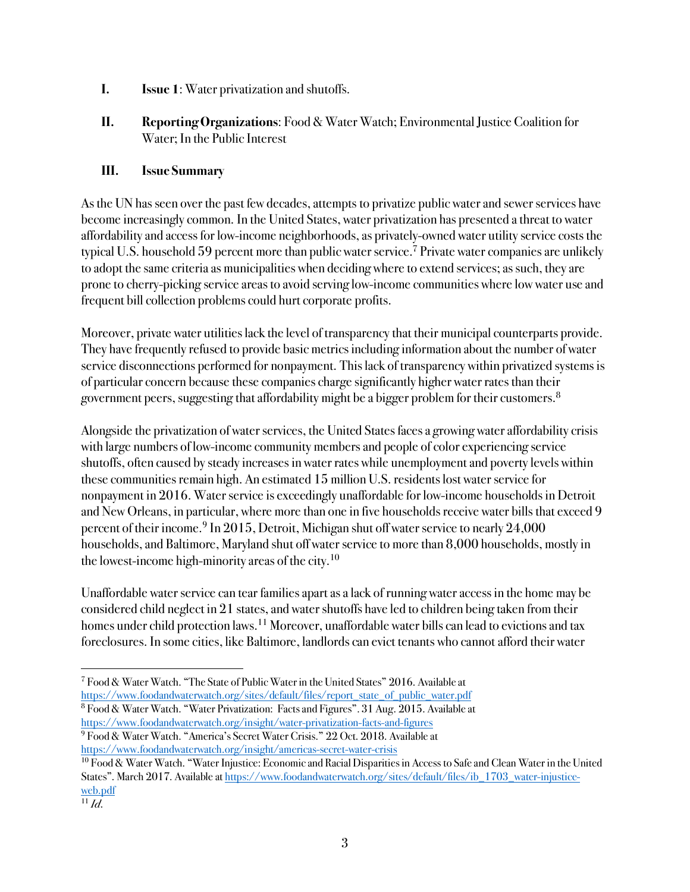I. **Issue 1**: Water privatization and shutoffs.

II. **Reporting Organizations**: Food & Water Watch; Environmental Justice Coalition for Water; In the Public Interest

III. **Issue Summary**

As the UN has seen over the past few decades, attempts to privatize public water and sewer services have become increasingly common. In the United States, water privatization has presented a threat to water affordability and access for low-income neighborhoods, as privately-owned water utility service costs the typical U.S. household 59 percent more than public water service.[7] Private water companies are unlikely to adopt the same criteria as municipalities when deciding where to extend services; as such, they are prone to cherry-picking service areas to avoid serving low-income communities where low water use and frequent bill collection problems could hurt corporate profits.

Moreover, private water utilities lack the level of transparency that their municipal counterparts provide. They have frequently refused to provide basic metrics including information about the number of water service disconnections performed for nonpayment. This lack of transparency within privatized systems is of particular concern because these companies charge significantly higher water rates than their government peers, suggesting that affordability might be a bigger problem for their customers.[8]

Alongside the privatization of water services, the United States faces a growing water affordability crisis with large numbers of low-income community members and people of color experiencing service shutoffs, often caused by steady increases in water rates while unemployment and poverty levels within these communities remain high. An estimated 15 million U.S. residents lost water service for nonpayment in 2016. Water service is exceedingly unaffordable for low-income households in Detroit and New Orleans, in particular, where more than one in five households receive water bills that exceed 9 percent of their income.[9] In 2015, Detroit, Michigan shut off water service to nearly 24,000 households, and Baltimore, Maryland shut off water service to more than 8,000 households, mostly in the lowest-income high-minority areas of the city.[10]

Unaffordable water service can tear families apart as a lack of running water access in the home may be considered child neglect in 21 states, and water shutoffs have led to children being taken from their homes under child protection laws.[11] Moreover, unaffordable water bills can lead to evictions and tax foreclosures. In some cities, like Baltimore, landlords can evict tenants who cannot afford their water

---

[7] Food & Water Watch. "The State of Public Water in the United States" 2016. Available at https://www.foodandwaterwatch.org/sites/default/files/report_state_of_public_water.pdf

[8] Food & Water Watch. "Water Privatization: Facts and Figures". 31 Aug. 2015. Available at https://www.foodandwaterwatch.org/insight/water-privatization-facts-and-figures

[9] Food & Water Watch. "America's Secret Water Crisis." 22 Oct. 2018. Available at https://www.foodandwaterwatch.org/insight/americas-secret-water-crisis

[10] Food & Water Watch. "Water Injustice: Economic and Racial Disparities in Access to Safe and Clean Water in the United States". March 2017. Available at https://www.foodandwaterwatch.org/sites/default/files/ib_1703_water-injustice-web.pdf

[11] *Id.*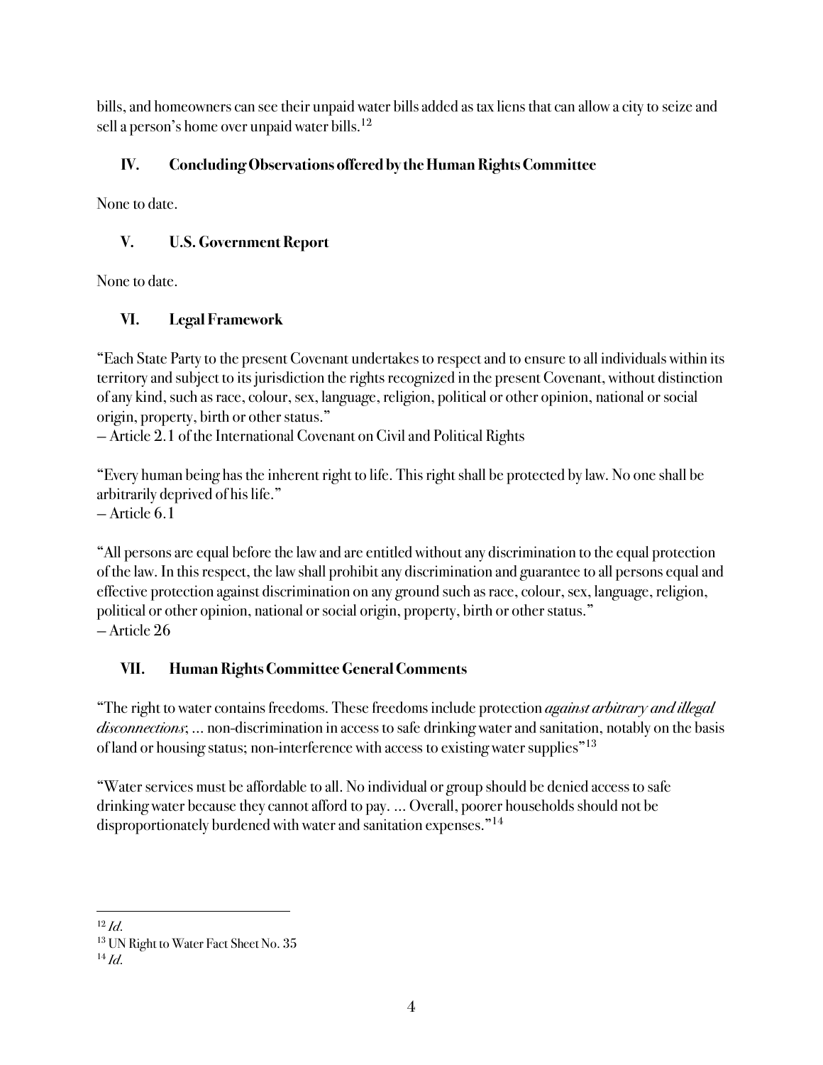bills, and homeowners can see their unpaid water bills added as tax liens that can allow a city to seize and sell a person's home over unpaid water bills.[12]

## IV. Concluding Observations offered by the Human Rights Committee

None to date.

## V. U.S. Government Report

None to date.

## VI. Legal Framework

"Each State Party to the present Covenant undertakes to respect and to ensure to all individuals within its territory and subject to its jurisdiction the rights recognized in the present Covenant, without distinction of any kind, such as race, colour, sex, language, religion, political or other opinion, national or social origin, property, birth or other status."
– Article 2.1 of the International Covenant on Civil and Political Rights

"Every human being has the inherent right to life. This right shall be protected by law. No one shall be arbitrarily deprived of his life."
– Article 6.1

"All persons are equal before the law and are entitled without any discrimination to the equal protection of the law. In this respect, the law shall prohibit any discrimination and guarantee to all persons equal and effective protection against discrimination on any ground such as race, colour, sex, language, religion, political or other opinion, national or social origin, property, birth or other status."
– Article 26

## VII. Human Rights Committee General Comments

"The right to water contains freedoms. These freedoms include protection *against arbitrary and illegal disconnections*; ... non-discrimination in access to safe drinking water and sanitation, notably on the basis of land or housing status; non-interference with access to existing water supplies"[13]

"Water services must be affordable to all. No individual or group should be denied access to safe drinking water because they cannot afford to pay. ... Overall, poorer households should not be disproportionately burdened with water and sanitation expenses."[14]

---

[12] *Id.*
[13] UN Right to Water Fact Sheet No. 35
[14] *Id.*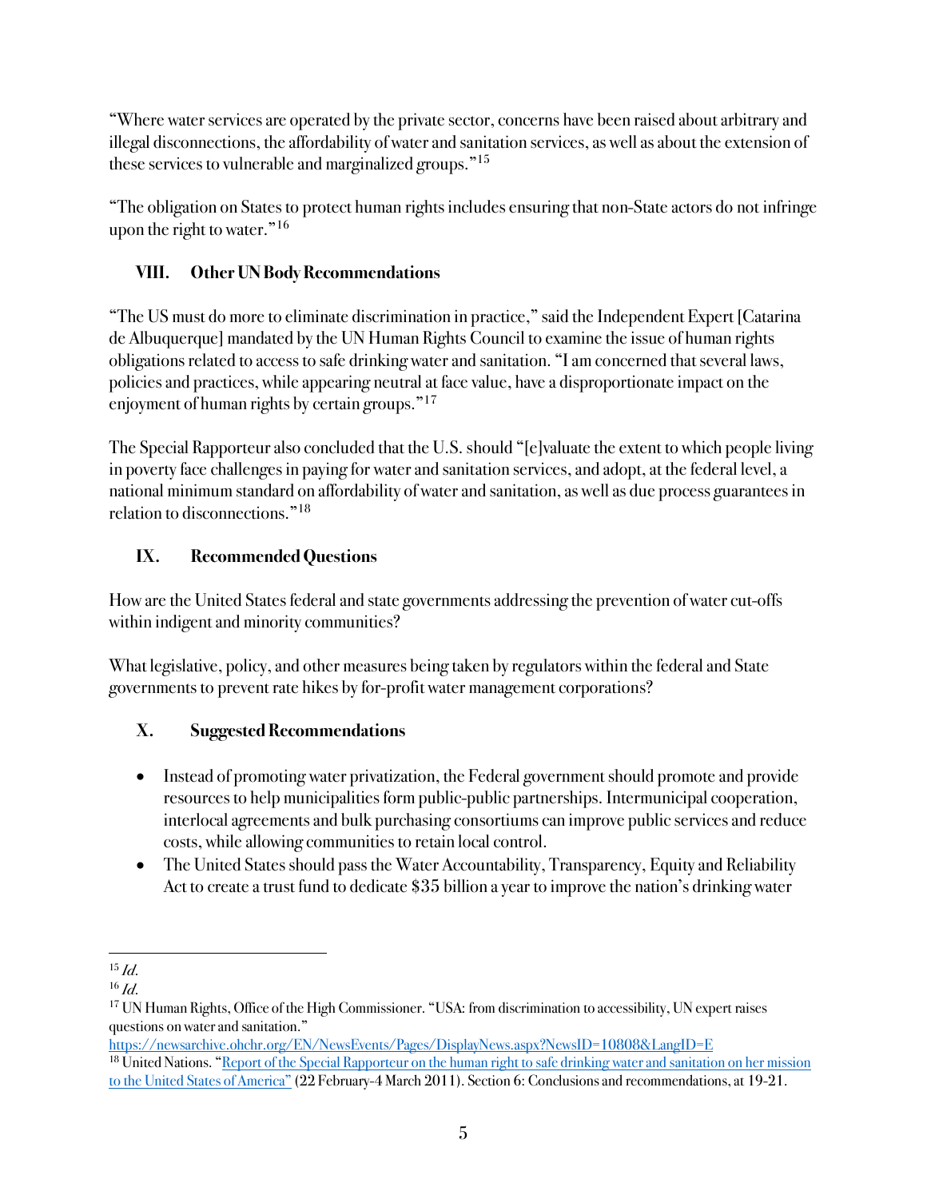"Where water services are operated by the private sector, concerns have been raised about arbitrary and illegal disconnections, the affordability of water and sanitation services, as well as about the extension of these services to vulnerable and marginalized groups."[15]

"The obligation on States to protect human rights includes ensuring that non-State actors do not infringe upon the right to water."[16]

## VIII. Other UN Body Recommendations

"The US must do more to eliminate discrimination in practice," said the Independent Expert [Catarina de Albuquerque] mandated by the UN Human Rights Council to examine the issue of human rights obligations related to access to safe drinking water and sanitation. "I am concerned that several laws, policies and practices, while appearing neutral at face value, have a disproportionate impact on the enjoyment of human rights by certain groups."[17]

The Special Rapporteur also concluded that the U.S. should "[e]valuate the extent to which people living in poverty face challenges in paying for water and sanitation services, and adopt, at the federal level, a national minimum standard on affordability of water and sanitation, as well as due process guarantees in relation to disconnections."[18]

## IX. Recommended Questions

How are the United States federal and state governments addressing the prevention of water cut-offs within indigent and minority communities?

What legislative, policy, and other measures being taken by regulators within the federal and State governments to prevent rate hikes by for-profit water management corporations?

## X. Suggested Recommendations

- Instead of promoting water privatization, the Federal government should promote and provide resources to help municipalities form public-public partnerships. Intermunicipal cooperation, interlocal agreements and bulk purchasing consortiums can improve public services and reduce costs, while allowing communities to retain local control.
- The United States should pass the Water Accountability, Transparency, Equity and Reliability Act to create a trust fund to dedicate $35 billion a year to improve the nation's drinking water

---

[15] *Id.*

[16] *Id.*

[17] UN Human Rights, Office of the High Commissioner. "USA: from discrimination to accessibility, UN expert raises questions on water and sanitation." https://newsarchive.ohchr.org/EN/NewsEvents/Pages/DisplayNews.aspx?NewsID=10808&LangID=E

[18] United Nations. "Report of the Special Rapporteur on the human right to safe drinking water and sanitation on her mission to the United States of America" (22 February-4 March 2011). Section 6: Conclusions and recommendations, at 19-21.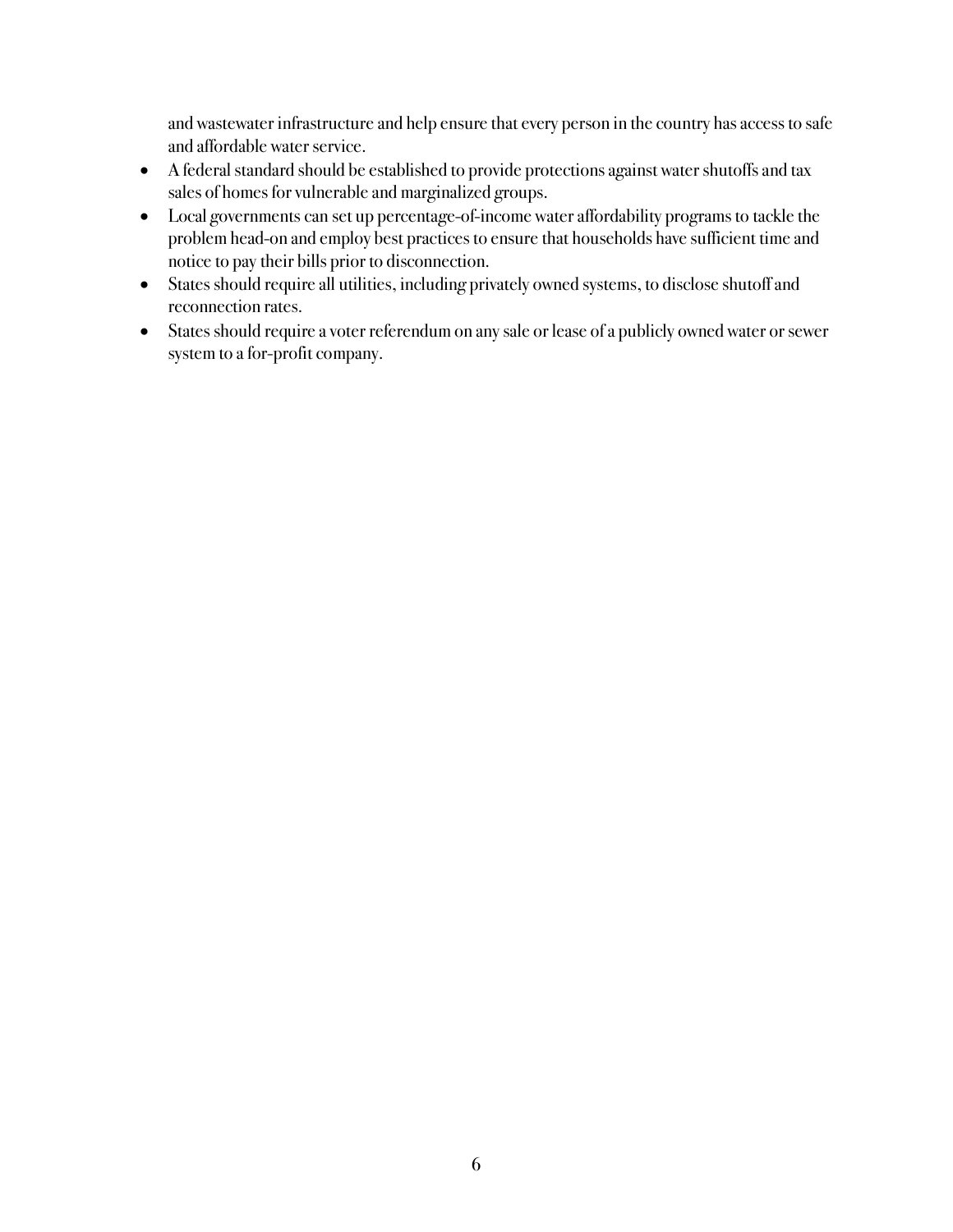and wastewater infrastructure and help ensure that every person in the country has access to safe and affordable water service.

- A federal standard should be established to provide protections against water shutoffs and tax sales of homes for vulnerable and marginalized groups.
- Local governments can set up percentage-of-income water affordability programs to tackle the problem head-on and employ best practices to ensure that households have sufficient time and notice to pay their bills prior to disconnection.
- States should require all utilities, including privately owned systems, to disclose shutoff and reconnection rates.
- States should require a voter referendum on any sale or lease of a publicly owned water or sewer system to a for-profit company.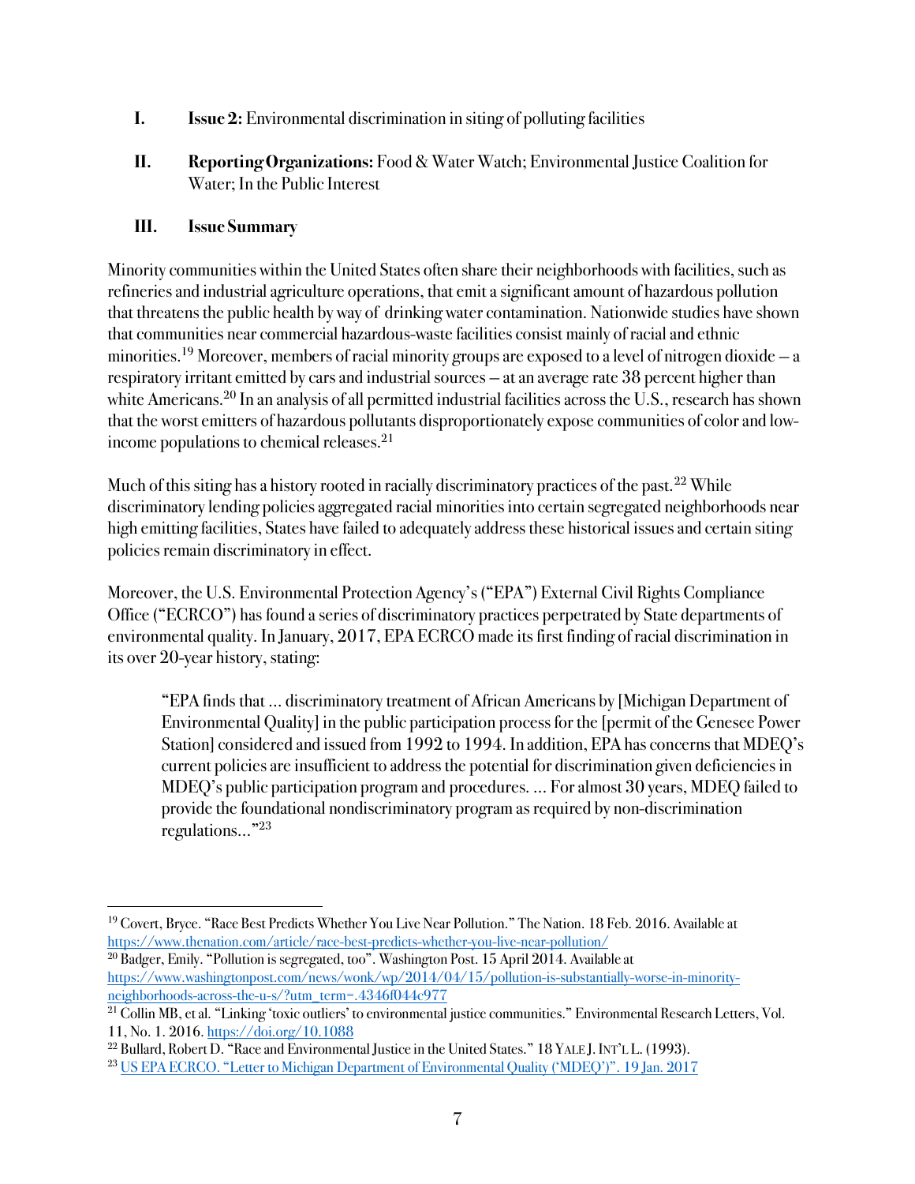I. **Issue 2:** Environmental discrimination in siting of polluting facilities

II. **Reporting Organizations:** Food & Water Watch; Environmental Justice Coalition for Water; In the Public Interest

III. **Issue Summary**

Minority communities within the United States often share their neighborhoods with facilities, such as refineries and industrial agriculture operations, that emit a significant amount of hazardous pollution that threatens the public health by way of drinking water contamination. Nationwide studies have shown that communities near commercial hazardous-waste facilities consist mainly of racial and ethnic minorities.[19] Moreover, members of racial minority groups are exposed to a level of nitrogen dioxide – a respiratory irritant emitted by cars and industrial sources – at an average rate 38 percent higher than white Americans.[20] In an analysis of all permitted industrial facilities across the U.S., research has shown that the worst emitters of hazardous pollutants disproportionately expose communities of color and low-income populations to chemical releases.[21]

Much of this siting has a history rooted in racially discriminatory practices of the past.[22] While discriminatory lending policies aggregated racial minorities into certain segregated neighborhoods near high emitting facilities, States have failed to adequately address these historical issues and certain siting policies remain discriminatory in effect.

Moreover, the U.S. Environmental Protection Agency's ("EPA") External Civil Rights Compliance Office ("ECRCO") has found a series of discriminatory practices perpetrated by State departments of environmental quality. In January, 2017, EPA ECRCO made its first finding of racial discrimination in its over 20-year history, stating:

> "EPA finds that … discriminatory treatment of African Americans by [Michigan Department of Environmental Quality] in the public participation process for the [permit of the Genesee Power Station] considered and issued from 1992 to 1994. In addition, EPA has concerns that MDEQ's current policies are insufficient to address the potential for discrimination given deficiencies in MDEQ's public participation program and procedures. … For almost 30 years, MDEQ failed to provide the foundational nondiscriminatory program as required by non-discrimination regulations…"[23]

---

[19] Covert, Bryce. "Race Best Predicts Whether You Live Near Pollution." The Nation. 18 Feb. 2016. Available at https://www.thenation.com/article/race-best-predicts-whether-you-live-near-pollution/

[20] Badger, Emily. "Pollution is segregated, too". Washington Post. 15 April 2014. Available at https://www.washingtonpost.com/news/wonk/wp/2014/04/15/pollution-is-substantially-worse-in-minority-neighborhoods-across-the-u-s/?utm_term=.4346f044c977

[21] Collin MB, et al. "Linking 'toxic outliers' to environmental justice communities." Environmental Research Letters, Vol. 11, No. 1. 2016. https://doi.org/10.1088

[22] Bullard, Robert D. "Race and Environmental Justice in the United States." 18 YALE J. INT'L L. (1993).

[23] US EPA ECRCO. "Letter to Michigan Department of Environmental Quality ('MDEQ')". 19 Jan. 2017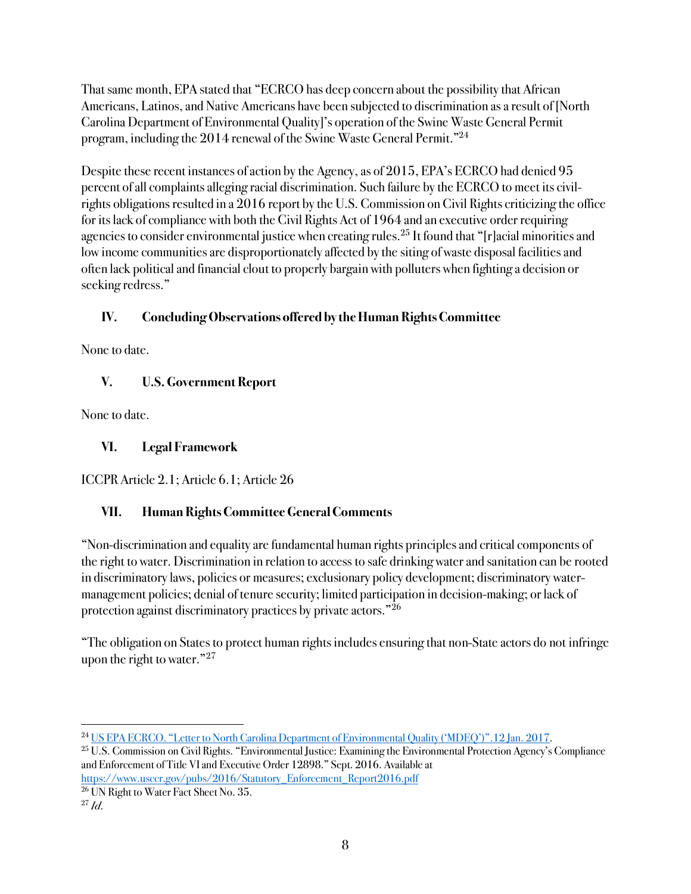That same month, EPA stated that "ECRCO has deep concern about the possibility that African Americans, Latinos, and Native Americans have been subjected to discrimination as a result of [North Carolina Department of Environmental Quality]'s operation of the Swine Waste General Permit program, including the 2014 renewal of the Swine Waste General Permit."[24]

Despite these recent instances of action by the Agency, as of 2015, EPA's ECRCO had denied 95 percent of all complaints alleging racial discrimination. Such failure by the ECRCO to meet its civil-rights obligations resulted in a 2016 report by the U.S. Commission on Civil Rights criticizing the office for its lack of compliance with both the Civil Rights Act of 1964 and an executive order requiring agencies to consider environmental justice when creating rules.[25] It found that "[r]acial minorities and low income communities are disproportionately affected by the siting of waste disposal facilities and often lack political and financial clout to properly bargain with polluters when fighting a decision or seeking redress."

## IV. Concluding Observations offered by the Human Rights Committee

None to date.

## V. U.S. Government Report

None to date.

## VI. Legal Framework

ICCPR Article 2.1; Article 6.1; Article 26

## VII. Human Rights Committee General Comments

"Non-discrimination and equality are fundamental human rights principles and critical components of the right to water. Discrimination in relation to access to safe drinking water and sanitation can be rooted in discriminatory laws, policies or measures; exclusionary policy development; discriminatory water-management policies; denial of tenure security; limited participation in decision-making; or lack of protection against discriminatory practices by private actors."[26]

"The obligation on States to protect human rights includes ensuring that non-State actors do not infringe upon the right to water."[27]

---

[24] US EPA ECRCO. "Letter to North Carolina Department of Environmental Quality ('MDEQ')". 12 Jan. 2017.

[25] U.S. Commission on Civil Rights. "Environmental Justice: Examining the Environmental Protection Agency's Compliance and Enforcement of Title VI and Executive Order 12898." Sept. 2016. Available at https://www.usccr.gov/pubs/2016/Statutory_Enforcement_Report2016.pdf

[26] UN Right to Water Fact Sheet No. 35.

[27] *Id.*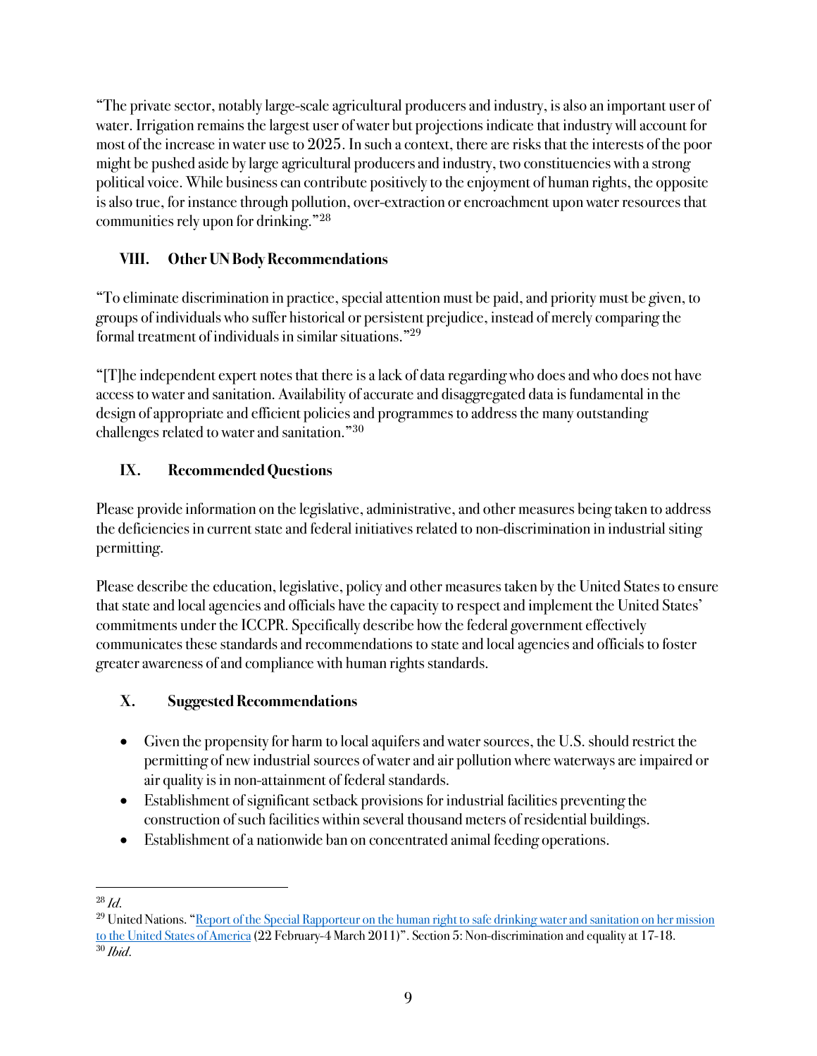"The private sector, notably large-scale agricultural producers and industry, is also an important user of water. Irrigation remains the largest user of water but projections indicate that industry will account for most of the increase in water use to 2025. In such a context, there are risks that the interests of the poor might be pushed aside by large agricultural producers and industry, two constituencies with a strong political voice. While business can contribute positively to the enjoyment of human rights, the opposite is also true, for instance through pollution, over-extraction or encroachment upon water resources that communities rely upon for drinking."[28]

## VIII. Other UN Body Recommendations

"To eliminate discrimination in practice, special attention must be paid, and priority must be given, to groups of individuals who suffer historical or persistent prejudice, instead of merely comparing the formal treatment of individuals in similar situations."[29]

"[T]he independent expert notes that there is a lack of data regarding who does and who does not have access to water and sanitation. Availability of accurate and disaggregated data is fundamental in the design of appropriate and efficient policies and programmes to address the many outstanding challenges related to water and sanitation."[30]

## IX. Recommended Questions

Please provide information on the legislative, administrative, and other measures being taken to address the deficiencies in current state and federal initiatives related to non-discrimination in industrial siting permitting.

Please describe the education, legislative, policy and other measures taken by the United States to ensure that state and local agencies and officials have the capacity to respect and implement the United States' commitments under the ICCPR. Specifically describe how the federal government effectively communicates these standards and recommendations to state and local agencies and officials to foster greater awareness of and compliance with human rights standards.

## X. Suggested Recommendations

- Given the propensity for harm to local aquifers and water sources, the U.S. should restrict the permitting of new industrial sources of water and air pollution where waterways are impaired or air quality is in non-attainment of federal standards.
- Establishment of significant setback provisions for industrial facilities preventing the construction of such facilities within several thousand meters of residential buildings.
- Establishment of a nationwide ban on concentrated animal feeding operations.

---

[28] *Id.*

[29] United Nations. "Report of the Special Rapporteur on the human right to safe drinking water and sanitation on her mission to the United States of America (22 February-4 March 2011)". Section 5: Non-discrimination and equality at 17-18.

[30] *Ibid.*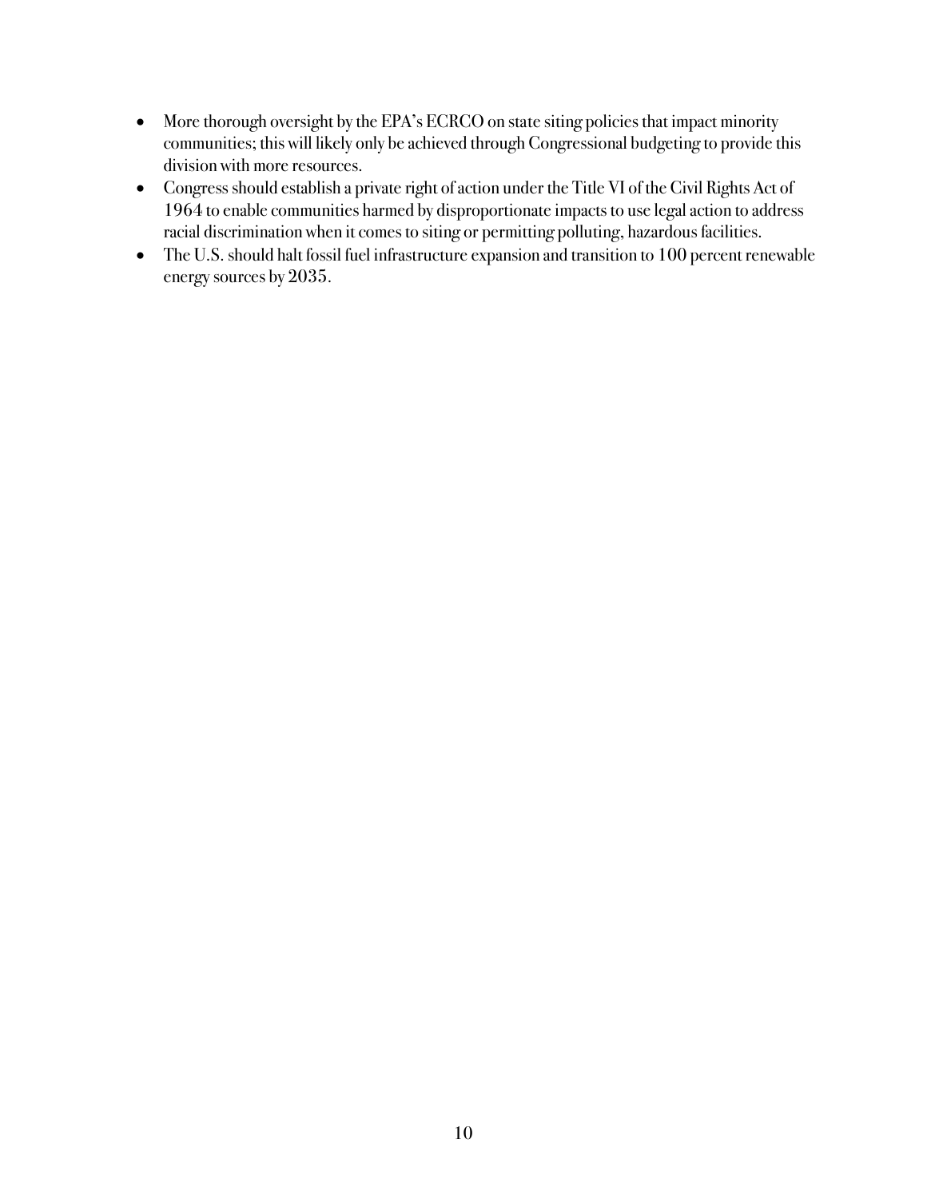- More thorough oversight by the EPA's ECRCO on state siting policies that impact minority communities; this will likely only be achieved through Congressional budgeting to provide this division with more resources.
- Congress should establish a private right of action under the Title VI of the Civil Rights Act of 1964 to enable communities harmed by disproportionate impacts to use legal action to address racial discrimination when it comes to siting or permitting polluting, hazardous facilities.
- The U.S. should halt fossil fuel infrastructure expansion and transition to 100 percent renewable energy sources by 2035.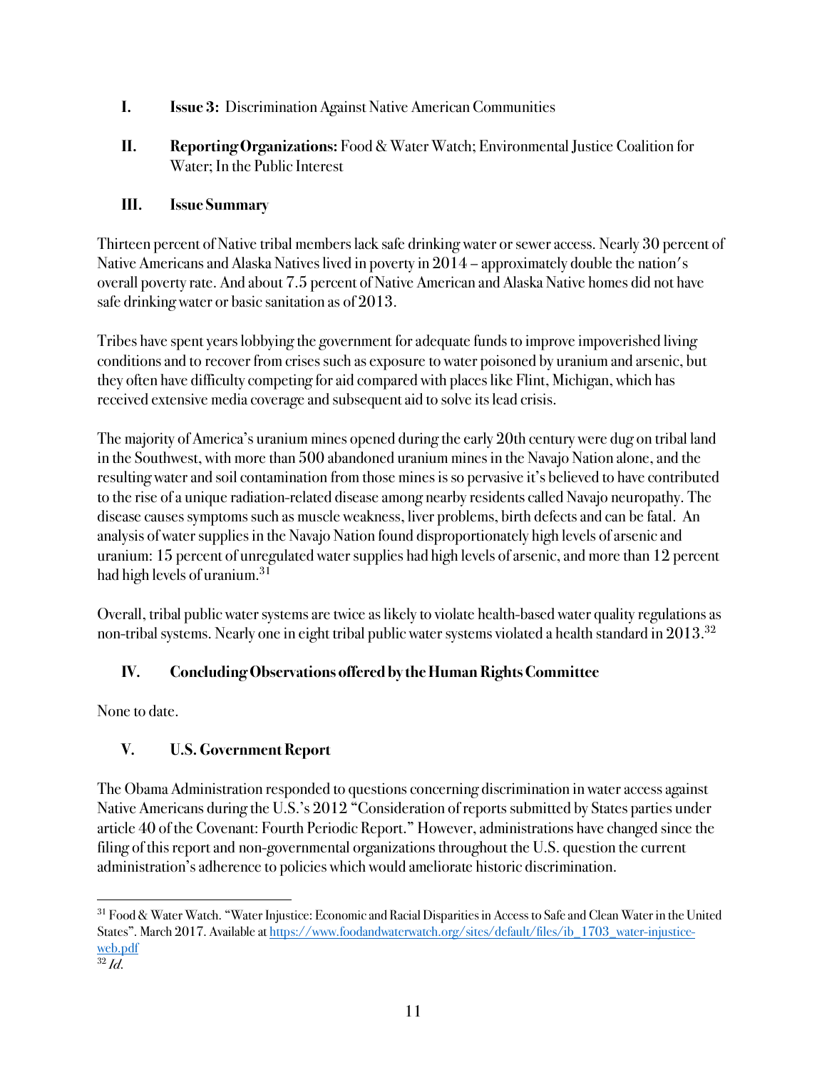**I. Issue 3:** Discrimination Against Native American Communities

**II. Reporting Organizations:** Food & Water Watch; Environmental Justice Coalition for Water; In the Public Interest

**III. Issue Summary**

Thirteen percent of Native tribal members lack safe drinking water or sewer access. Nearly 30 percent of Native Americans and Alaska Natives lived in poverty in 2014 – approximately double the nation's overall poverty rate. And about 7.5 percent of Native American and Alaska Native homes did not have safe drinking water or basic sanitation as of 2013.

Tribes have spent years lobbying the government for adequate funds to improve impoverished living conditions and to recover from crises such as exposure to water poisoned by uranium and arsenic, but they often have difficulty competing for aid compared with places like Flint, Michigan, which has received extensive media coverage and subsequent aid to solve its lead crisis.

The majority of America's uranium mines opened during the early 20th century were dug on tribal land in the Southwest, with more than 500 abandoned uranium mines in the Navajo Nation alone, and the resulting water and soil contamination from those mines is so pervasive it's believed to have contributed to the rise of a unique radiation-related disease among nearby residents called Navajo neuropathy. The disease causes symptoms such as muscle weakness, liver problems, birth defects and can be fatal. An analysis of water supplies in the Navajo Nation found disproportionately high levels of arsenic and uranium: 15 percent of unregulated water supplies had high levels of arsenic, and more than 12 percent had high levels of uranium.[31]

Overall, tribal public water systems are twice as likely to violate health-based water quality regulations as non-tribal systems. Nearly one in eight tribal public water systems violated a health standard in 2013.[32]

**IV. Concluding Observations offered by the Human Rights Committee**

None to date.

**V. U.S. Government Report**

The Obama Administration responded to questions concerning discrimination in water access against Native Americans during the U.S.'s 2012 "Consideration of reports submitted by States parties under article 40 of the Covenant: Fourth Periodic Report." However, administrations have changed since the filing of this report and non-governmental organizations throughout the U.S. question the current administration's adherence to policies which would ameliorate historic discrimination.

---

[31] Food & Water Watch. "Water Injustice: Economic and Racial Disparities in Access to Safe and Clean Water in the United States". March 2017. Available at https://www.foodandwaterwatch.org/sites/default/files/ib_1703_water-injustice-web.pdf

[32] *Id.*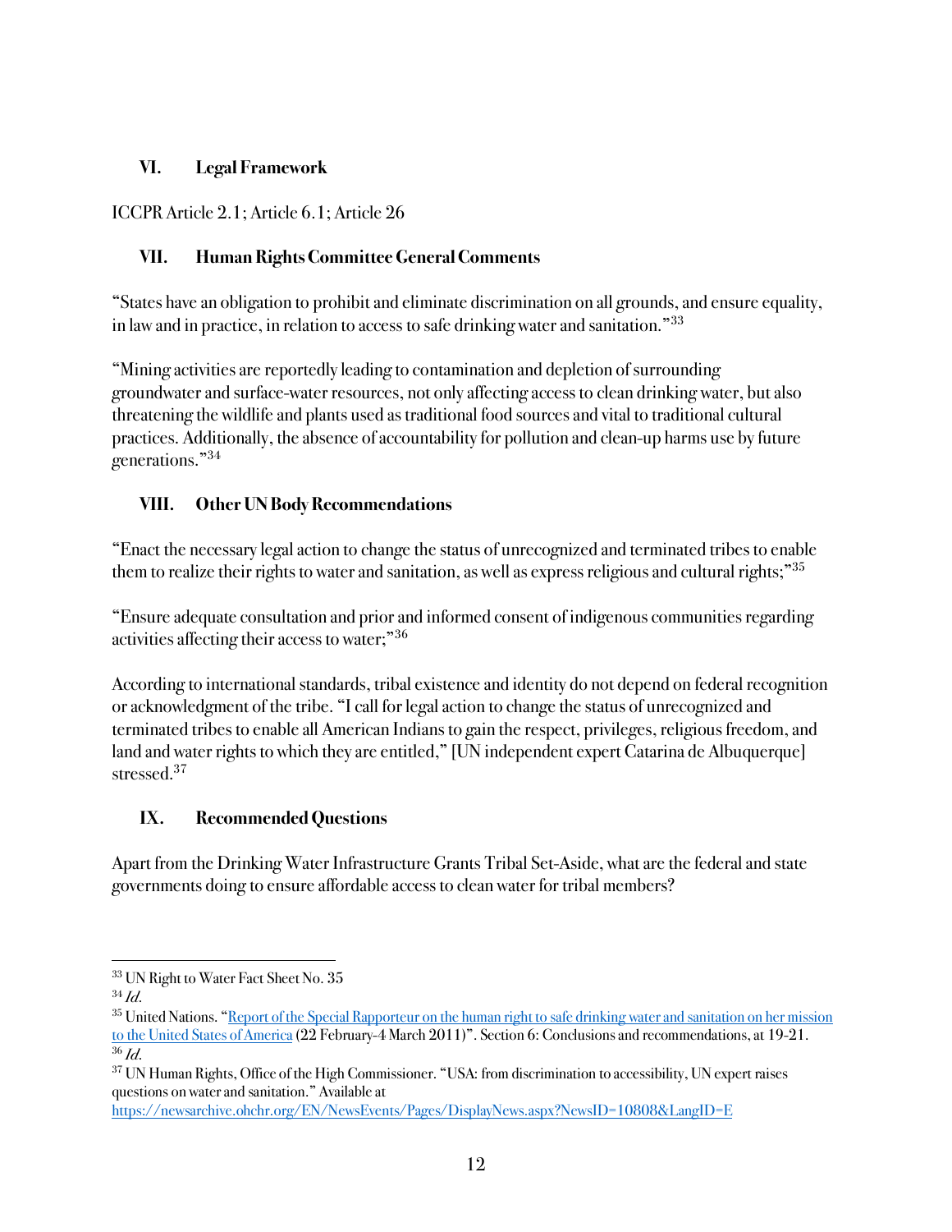## VI. Legal Framework

ICCPR Article 2.1; Article 6.1; Article 26

## VII. Human Rights Committee General Comments

"States have an obligation to prohibit and eliminate discrimination on all grounds, and ensure equality, in law and in practice, in relation to access to safe drinking water and sanitation."[33]

"Mining activities are reportedly leading to contamination and depletion of surrounding groundwater and surface-water resources, not only affecting access to clean drinking water, but also threatening the wildlife and plants used as traditional food sources and vital to traditional cultural practices. Additionally, the absence of accountability for pollution and clean-up harms use by future generations."[34]

## VIII. Other UN Body Recommendations

"Enact the necessary legal action to change the status of unrecognized and terminated tribes to enable them to realize their rights to water and sanitation, as well as express religious and cultural rights;"[35]

"Ensure adequate consultation and prior and informed consent of indigenous communities regarding activities affecting their access to water;"[36]

According to international standards, tribal existence and identity do not depend on federal recognition or acknowledgment of the tribe. "I call for legal action to change the status of unrecognized and terminated tribes to enable all American Indians to gain the respect, privileges, religious freedom, and land and water rights to which they are entitled," [UN independent expert Catarina de Albuquerque] stressed.[37]

## IX. Recommended Questions

Apart from the Drinking Water Infrastructure Grants Tribal Set-Aside, what are the federal and state governments doing to ensure affordable access to clean water for tribal members?

---

[33] UN Right to Water Fact Sheet No. 35

[34] *Id.*

[35] United Nations. "Report of the Special Rapporteur on the human right to safe drinking water and sanitation on her mission to the United States of America (22 February-4 March 2011)". Section 6: Conclusions and recommendations, at 19-21.

[36] *Id.*

[37] UN Human Rights, Office of the High Commissioner. "USA: from discrimination to accessibility, UN expert raises questions on water and sanitation." Available at https://newsarchive.ohchr.org/EN/NewsEvents/Pages/DisplayNews.aspx?NewsID=10808&LangID=E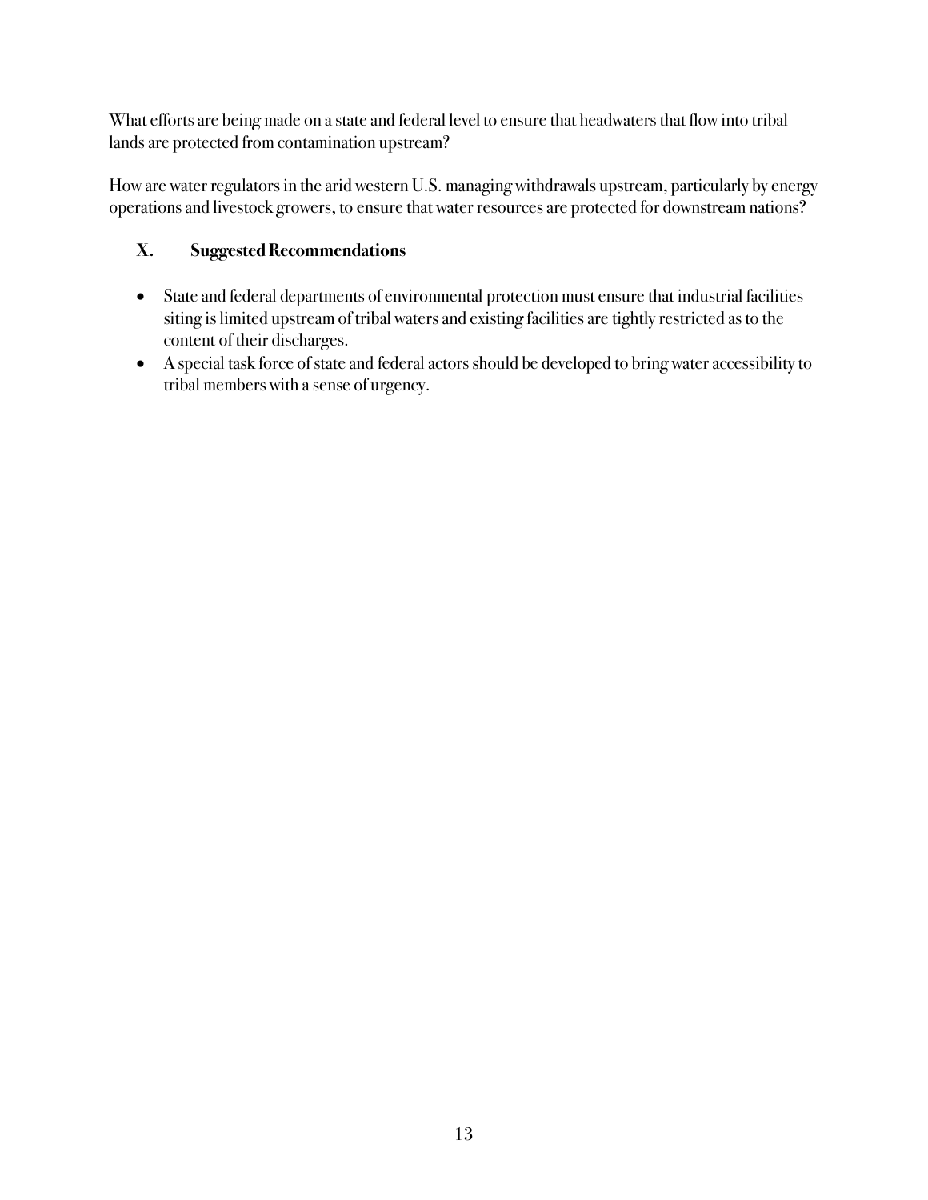What efforts are being made on a state and federal level to ensure that headwaters that flow into tribal lands are protected from contamination upstream?

How are water regulators in the arid western U.S. managing withdrawals upstream, particularly by energy operations and livestock growers, to ensure that water resources are protected for downstream nations?

## X. Suggested Recommendations

- State and federal departments of environmental protection must ensure that industrial facilities siting is limited upstream of tribal waters and existing facilities are tightly restricted as to the content of their discharges.
- A special task force of state and federal actors should be developed to bring water accessibility to tribal members with a sense of urgency.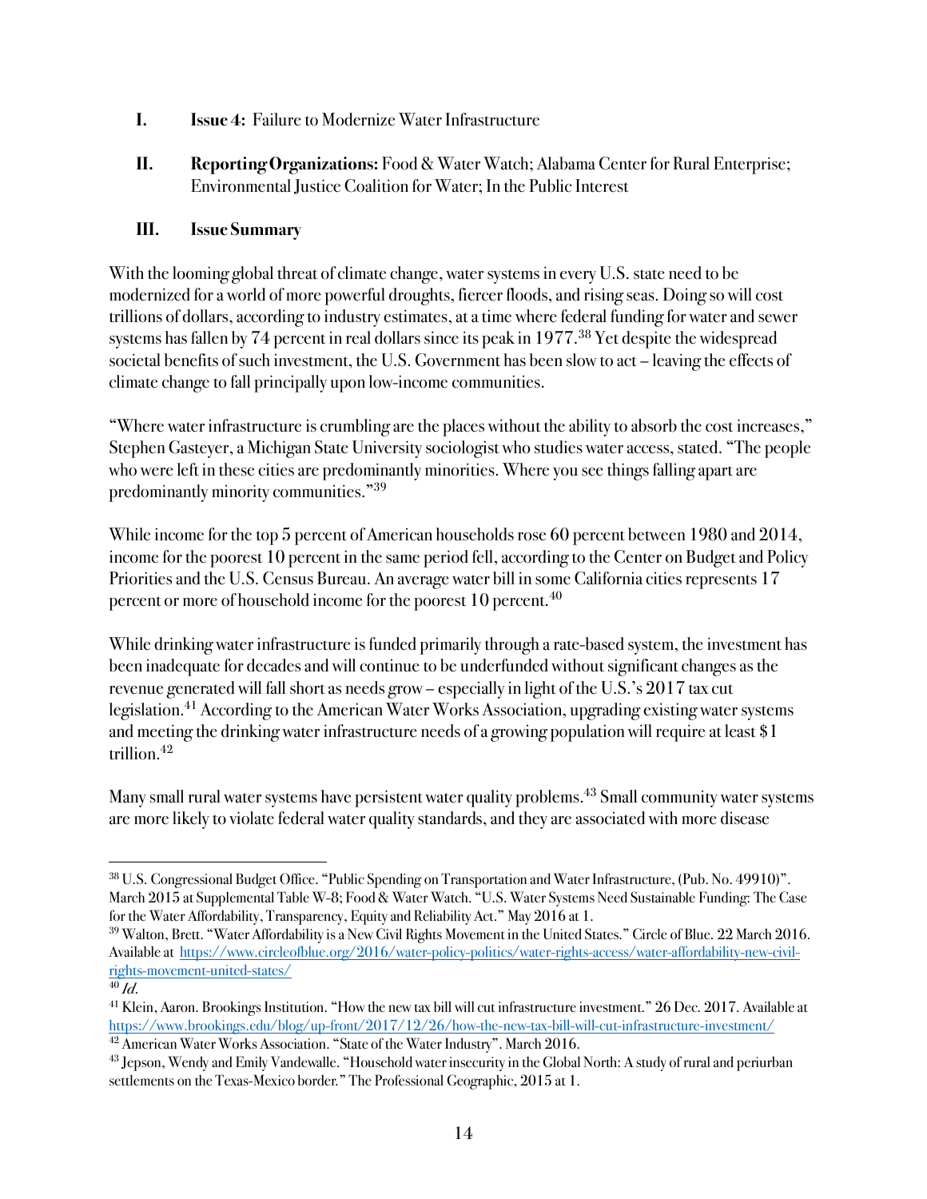I. **Issue 4:** Failure to Modernize Water Infrastructure

II. **Reporting Organizations:** Food & Water Watch; Alabama Center for Rural Enterprise; Environmental Justice Coalition for Water; In the Public Interest

III. **Issue Summary**

With the looming global threat of climate change, water systems in every U.S. state need to be modernized for a world of more powerful droughts, fiercer floods, and rising seas. Doing so will cost trillions of dollars, according to industry estimates, at a time where federal funding for water and sewer systems has fallen by 74 percent in real dollars since its peak in 1977.[38] Yet despite the widespread societal benefits of such investment, the U.S. Government has been slow to act – leaving the effects of climate change to fall principally upon low-income communities.

"Where water infrastructure is crumbling are the places without the ability to absorb the cost increases," Stephen Gasteyer, a Michigan State University sociologist who studies water access, stated. "The people who were left in these cities are predominantly minorities. Where you see things falling apart are predominantly minority communities."[39]

While income for the top 5 percent of American households rose 60 percent between 1980 and 2014, income for the poorest 10 percent in the same period fell, according to the Center on Budget and Policy Priorities and the U.S. Census Bureau. An average water bill in some California cities represents 17 percent or more of household income for the poorest 10 percent.[40]

While drinking water infrastructure is funded primarily through a rate-based system, the investment has been inadequate for decades and will continue to be underfunded without significant changes as the revenue generated will fall short as needs grow – especially in light of the U.S.'s 2017 tax cut legislation.[41] According to the American Water Works Association, upgrading existing water systems and meeting the drinking water infrastructure needs of a growing population will require at least $1 trillion.[42]

Many small rural water systems have persistent water quality problems.[43] Small community water systems are more likely to violate federal water quality standards, and they are associated with more disease

---

[38] U.S. Congressional Budget Office. "Public Spending on Transportation and Water Infrastructure, (Pub. No. 49910)". March 2015 at Supplemental Table W-8; Food & Water Watch. "U.S. Water Systems Need Sustainable Funding: The Case for the Water Affordability, Transparency, Equity and Reliability Act." May 2016 at 1.

[39] Walton, Brett. "Water Affordability is a New Civil Rights Movement in the United States." Circle of Blue. 22 March 2016. Available at https://www.circleofblue.org/2016/water-policy-politics/water-rights-access/water-affordability-new-civil-rights-movement-united-states/

[40] *Id.*

[41] Klein, Aaron. Brookings Institution. "How the new tax bill will cut infrastructure investment." 26 Dec. 2017. Available at https://www.brookings.edu/blog/up-front/2017/12/26/how-the-new-tax-bill-will-cut-infrastructure-investment/

[42] American Water Works Association. "State of the Water Industry". March 2016.

[43] Jepson, Wendy and Emily Vandewalle. "Household water insecurity in the Global North: A study of rural and periurban settlements on the Texas-Mexico border." The Professional Geographic, 2015 at 1.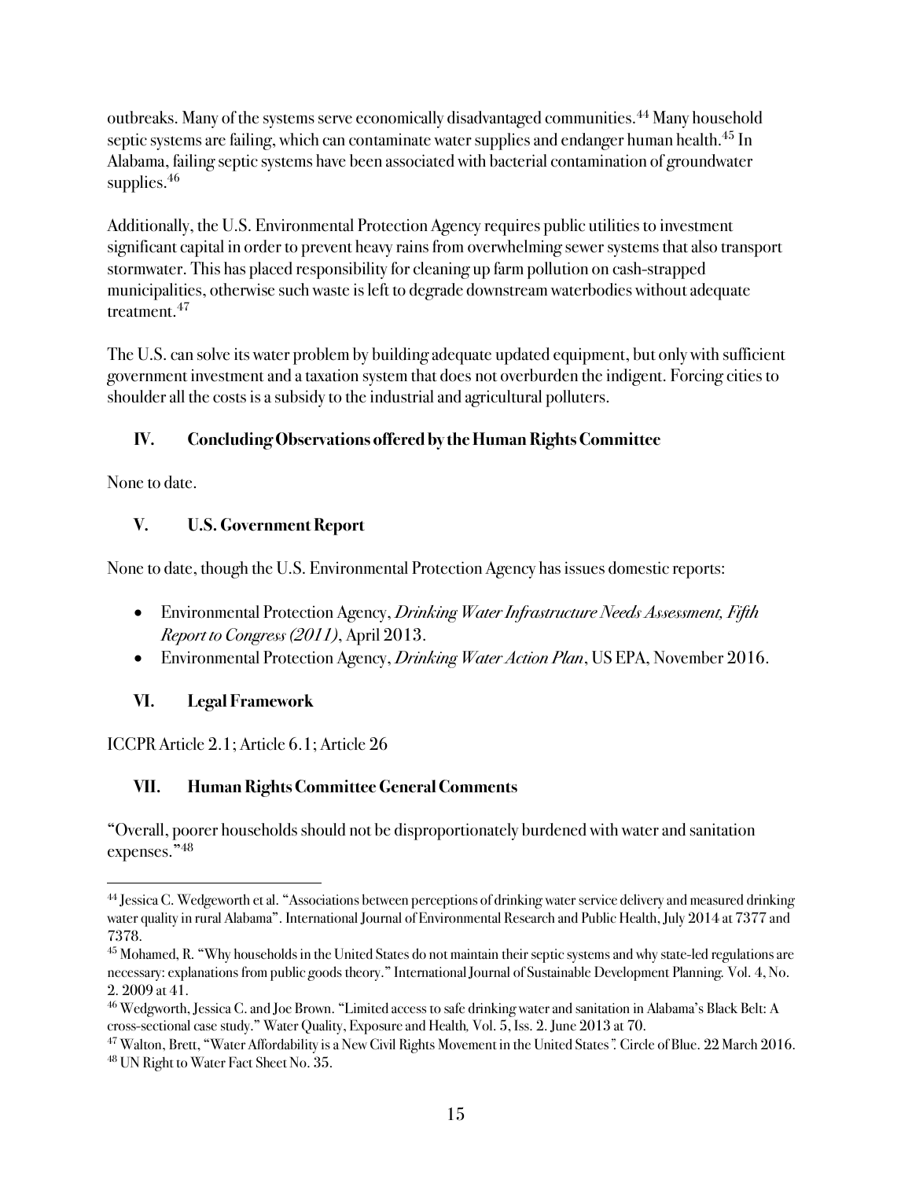outbreaks. Many of the systems serve economically disadvantaged communities.[44] Many household septic systems are failing, which can contaminate water supplies and endanger human health.[45] In Alabama, failing septic systems have been associated with bacterial contamination of groundwater supplies.[46]

Additionally, the U.S. Environmental Protection Agency requires public utilities to investment significant capital in order to prevent heavy rains from overwhelming sewer systems that also transport stormwater. This has placed responsibility for cleaning up farm pollution on cash-strapped municipalities, otherwise such waste is left to degrade downstream waterbodies without adequate treatment.[47]

The U.S. can solve its water problem by building adequate updated equipment, but only with sufficient government investment and a taxation system that does not overburden the indigent. Forcing cities to shoulder all the costs is a subsidy to the industrial and agricultural polluters.

### IV. Concluding Observations offered by the Human Rights Committee

None to date.

### V. U.S. Government Report

None to date, though the U.S. Environmental Protection Agency has issues domestic reports:

- Environmental Protection Agency, *Drinking Water Infrastructure Needs Assessment, Fifth Report to Congress (2011)*, April 2013.
- Environmental Protection Agency, *Drinking Water Action Plan*, US EPA, November 2016.

### VI. Legal Framework

ICCPR Article 2.1; Article 6.1; Article 26

### VII. Human Rights Committee General Comments

"Overall, poorer households should not be disproportionately burdened with water and sanitation expenses."[48]

---

[44] Jessica C. Wedgeworth et al. "Associations between perceptions of drinking water service delivery and measured drinking water quality in rural Alabama". International Journal of Environmental Research and Public Health, July 2014 at 7377 and 7378.

[45] Mohamed, R. "Why households in the United States do not maintain their septic systems and why state-led regulations are necessary: explanations from public goods theory." International Journal of Sustainable Development Planning. Vol. 4, No. 2. 2009 at 41.

[46] Wedgworth, Jessica C. and Joe Brown. "Limited access to safe drinking water and sanitation in Alabama's Black Belt: A cross-sectional case study." Water Quality, Exposure and Health, Vol. 5, Iss. 2. June 2013 at 70.

[47] Walton, Brett, "Water Affordability is a New Civil Rights Movement in the United States". Circle of Blue. 22 March 2016.

[48] UN Right to Water Fact Sheet No. 35.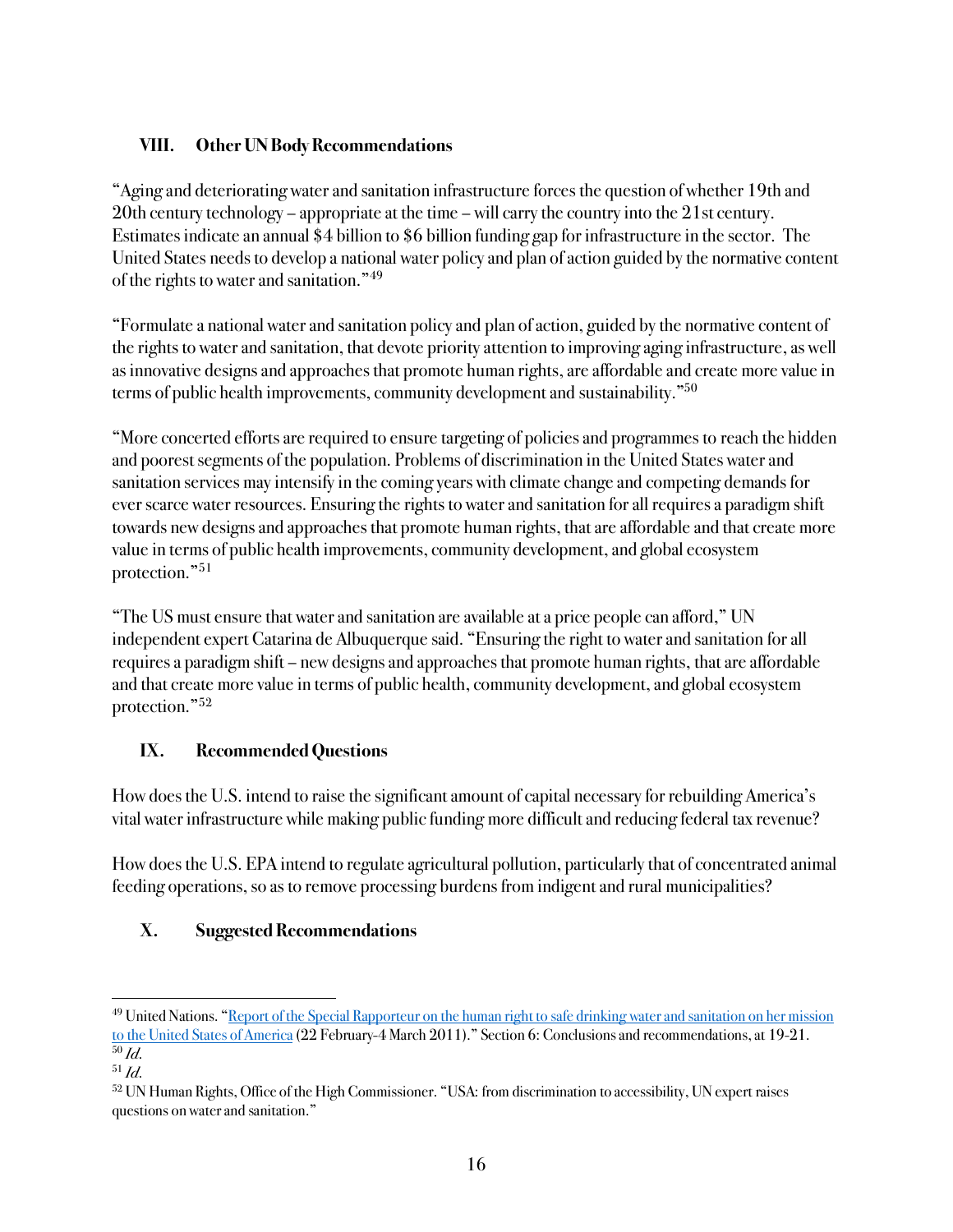## VIII. Other UN Body Recommendations

"Aging and deteriorating water and sanitation infrastructure forces the question of whether 19th and 20th century technology – appropriate at the time – will carry the country into the 21st century. Estimates indicate an annual $4 billion to $6 billion funding gap for infrastructure in the sector. The United States needs to develop a national water policy and plan of action guided by the normative content of the rights to water and sanitation."[49]

"Formulate a national water and sanitation policy and plan of action, guided by the normative content of the rights to water and sanitation, that devote priority attention to improving aging infrastructure, as well as innovative designs and approaches that promote human rights, are affordable and create more value in terms of public health improvements, community development and sustainability."[50]

"More concerted efforts are required to ensure targeting of policies and programmes to reach the hidden and poorest segments of the population. Problems of discrimination in the United States water and sanitation services may intensify in the coming years with climate change and competing demands for ever scarce water resources. Ensuring the rights to water and sanitation for all requires a paradigm shift towards new designs and approaches that promote human rights, that are affordable and that create more value in terms of public health improvements, community development, and global ecosystem protection."[51]

"The US must ensure that water and sanitation are available at a price people can afford," UN independent expert Catarina de Albuquerque said. "Ensuring the right to water and sanitation for all requires a paradigm shift – new designs and approaches that promote human rights, that are affordable and that create more value in terms of public health, community development, and global ecosystem protection."[52]

## IX. Recommended Questions

How does the U.S. intend to raise the significant amount of capital necessary for rebuilding America's vital water infrastructure while making public funding more difficult and reducing federal tax revenue?

How does the U.S. EPA intend to regulate agricultural pollution, particularly that of concentrated animal feeding operations, so as to remove processing burdens from indigent and rural municipalities?

## X. Suggested Recommendations

---

[49] United Nations. "Report of the Special Rapporteur on the human right to safe drinking water and sanitation on her mission to the United States of America (22 February-4 March 2011)." Section 6: Conclusions and recommendations, at 19-21.

[50] *Id.*

[51] *Id.*

[52] UN Human Rights, Office of the High Commissioner. "USA: from discrimination to accessibility, UN expert raises questions on water and sanitation."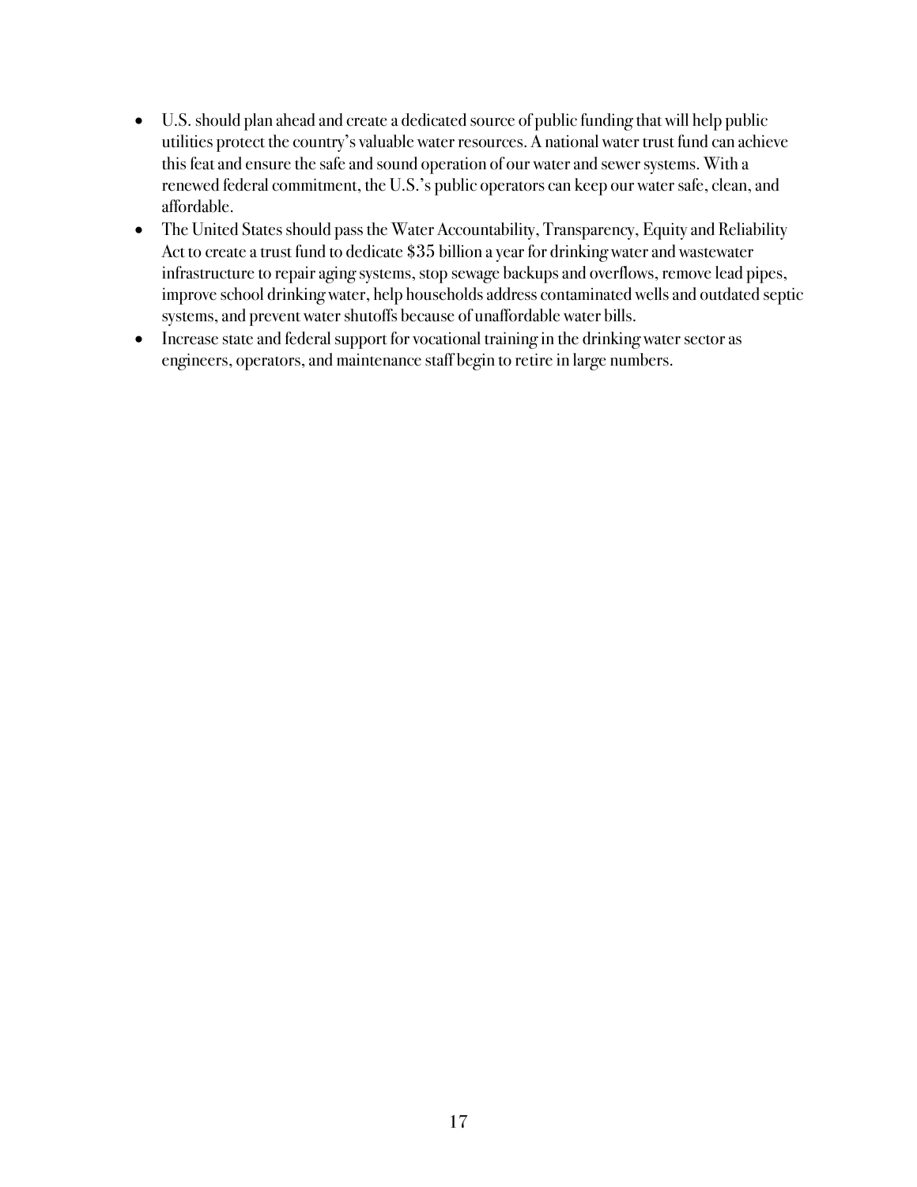- U.S. should plan ahead and create a dedicated source of public funding that will help public utilities protect the country's valuable water resources. A national water trust fund can achieve this feat and ensure the safe and sound operation of our water and sewer systems. With a renewed federal commitment, the U.S.'s public operators can keep our water safe, clean, and affordable.
- The United States should pass the Water Accountability, Transparency, Equity and Reliability Act to create a trust fund to dedicate $35 billion a year for drinking water and wastewater infrastructure to repair aging systems, stop sewage backups and overflows, remove lead pipes, improve school drinking water, help households address contaminated wells and outdated septic systems, and prevent water shutoffs because of unaffordable water bills.
- Increase state and federal support for vocational training in the drinking water sector as engineers, operators, and maintenance staff begin to retire in large numbers.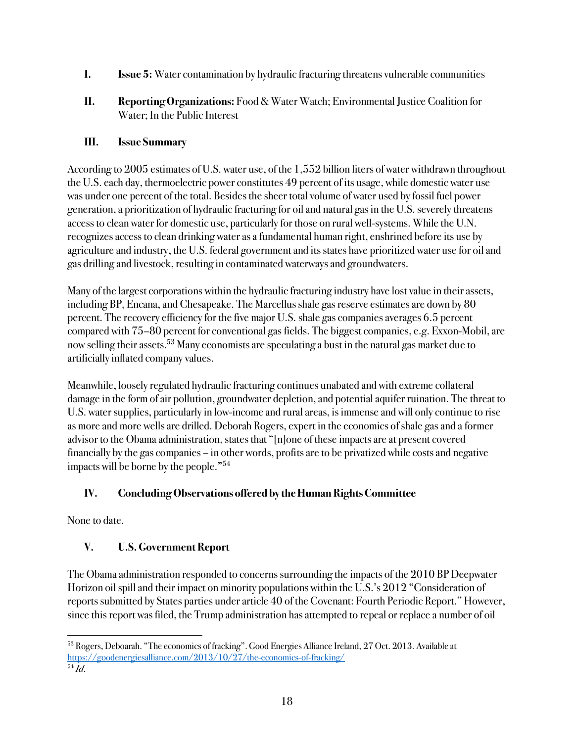I. **Issue 5:** Water contamination by hydraulic fracturing threatens vulnerable communities

II. **Reporting Organizations:** Food & Water Watch; Environmental Justice Coalition for Water; In the Public Interest

### III. Issue Summary

According to 2005 estimates of U.S. water use, of the 1,552 billion liters of water withdrawn throughout the U.S. each day, thermoelectric power constitutes 49 percent of its usage, while domestic water use was under one percent of the total. Besides the sheer total volume of water used by fossil fuel power generation, a prioritization of hydraulic fracturing for oil and natural gas in the U.S. severely threatens access to clean water for domestic use, particularly for those on rural well-systems. While the U.N. recognizes access to clean drinking water as a fundamental human right, enshrined before its use by agriculture and industry, the U.S. federal government and its states have prioritized water use for oil and gas drilling and livestock, resulting in contaminated waterways and groundwaters.

Many of the largest corporations within the hydraulic fracturing industry have lost value in their assets, including BP, Encana, and Chesapeake. The Marcellus shale gas reserve estimates are down by 80 percent. The recovery efficiency for the five major U.S. shale gas companies averages 6.5 percent compared with 75–80 percent for conventional gas fields. The biggest companies, e.g. Exxon-Mobil, are now selling their assets.[53] Many economists are speculating a bust in the natural gas market due to artificially inflated company values.

Meanwhile, loosely regulated hydraulic fracturing continues unabated and with extreme collateral damage in the form of air pollution, groundwater depletion, and potential aquifer ruination. The threat to U.S. water supplies, particularly in low-income and rural areas, is immense and will only continue to rise as more and more wells are drilled. Deborah Rogers, expert in the economics of shale gas and a former advisor to the Obama administration, states that "[n]one of these impacts are at present covered financially by the gas companies – in other words, profits are to be privatized while costs and negative impacts will be borne by the people."[54]

### IV. Concluding Observations offered by the Human Rights Committee

None to date.

### V. U.S. Government Report

The Obama administration responded to concerns surrounding the impacts of the 2010 BP Deepwater Horizon oil spill and their impact on minority populations within the U.S.'s 2012 "Consideration of reports submitted by States parties under article 40 of the Covenant: Fourth Periodic Report." However, since this report was filed, the Trump administration has attempted to repeal or replace a number of oil

---

[53] Rogers, Deboarah. "The economics of fracking". Good Energies Alliance Ireland, 27 Oct. 2013. Available at https://goodenergiesalliance.com/2013/10/27/the-economics-of-fracking/

[54] *Id.*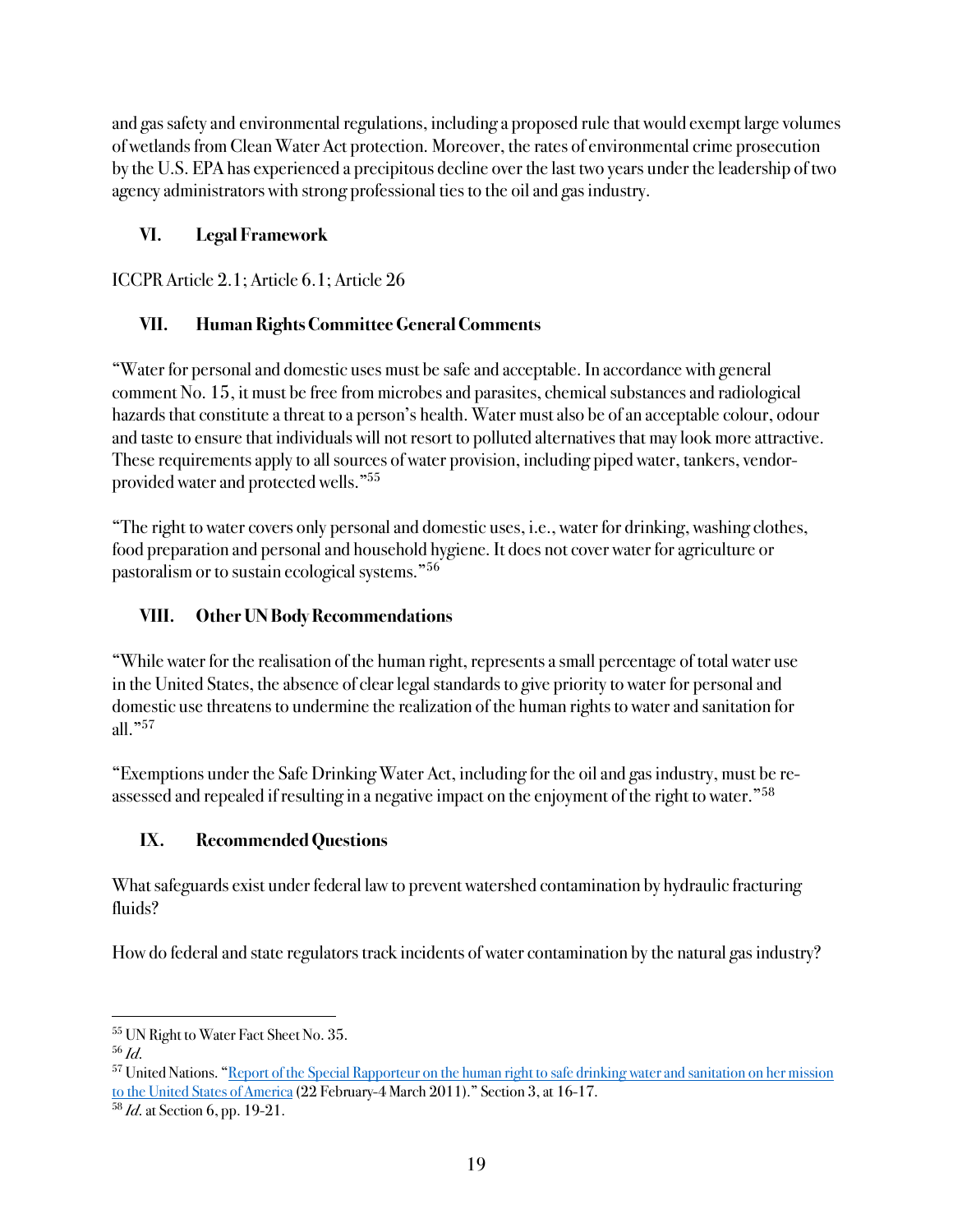and gas safety and environmental regulations, including a proposed rule that would exempt large volumes of wetlands from Clean Water Act protection. Moreover, the rates of environmental crime prosecution by the U.S. EPA has experienced a precipitous decline over the last two years under the leadership of two agency administrators with strong professional ties to the oil and gas industry.

## VI. Legal Framework

ICCPR Article 2.1; Article 6.1; Article 26

## VII. Human Rights Committee General Comments

"Water for personal and domestic uses must be safe and acceptable. In accordance with general comment No. 15, it must be free from microbes and parasites, chemical substances and radiological hazards that constitute a threat to a person's health. Water must also be of an acceptable colour, odour and taste to ensure that individuals will not resort to polluted alternatives that may look more attractive. These requirements apply to all sources of water provision, including piped water, tankers, vendor-provided water and protected wells."[55]

"The right to water covers only personal and domestic uses, i.e., water for drinking, washing clothes, food preparation and personal and household hygiene. It does not cover water for agriculture or pastoralism or to sustain ecological systems."[56]

## VIII. Other UN Body Recommendations

"While water for the realisation of the human right, represents a small percentage of total water use in the United States, the absence of clear legal standards to give priority to water for personal and domestic use threatens to undermine the realization of the human rights to water and sanitation for all."[57]

"Exemptions under the Safe Drinking Water Act, including for the oil and gas industry, must be re-assessed and repealed if resulting in a negative impact on the enjoyment of the right to water."[58]

## IX. Recommended Questions

What safeguards exist under federal law to prevent watershed contamination by hydraulic fracturing fluids?

How do federal and state regulators track incidents of water contamination by the natural gas industry?

---

[55] UN Right to Water Fact Sheet No. 35.

[56] *Id.*

[57] United Nations. "Report of the Special Rapporteur on the human right to safe drinking water and sanitation on her mission to the United States of America (22 February-4 March 2011)." Section 3, at 16-17.

[58] *Id.* at Section 6, pp. 19-21.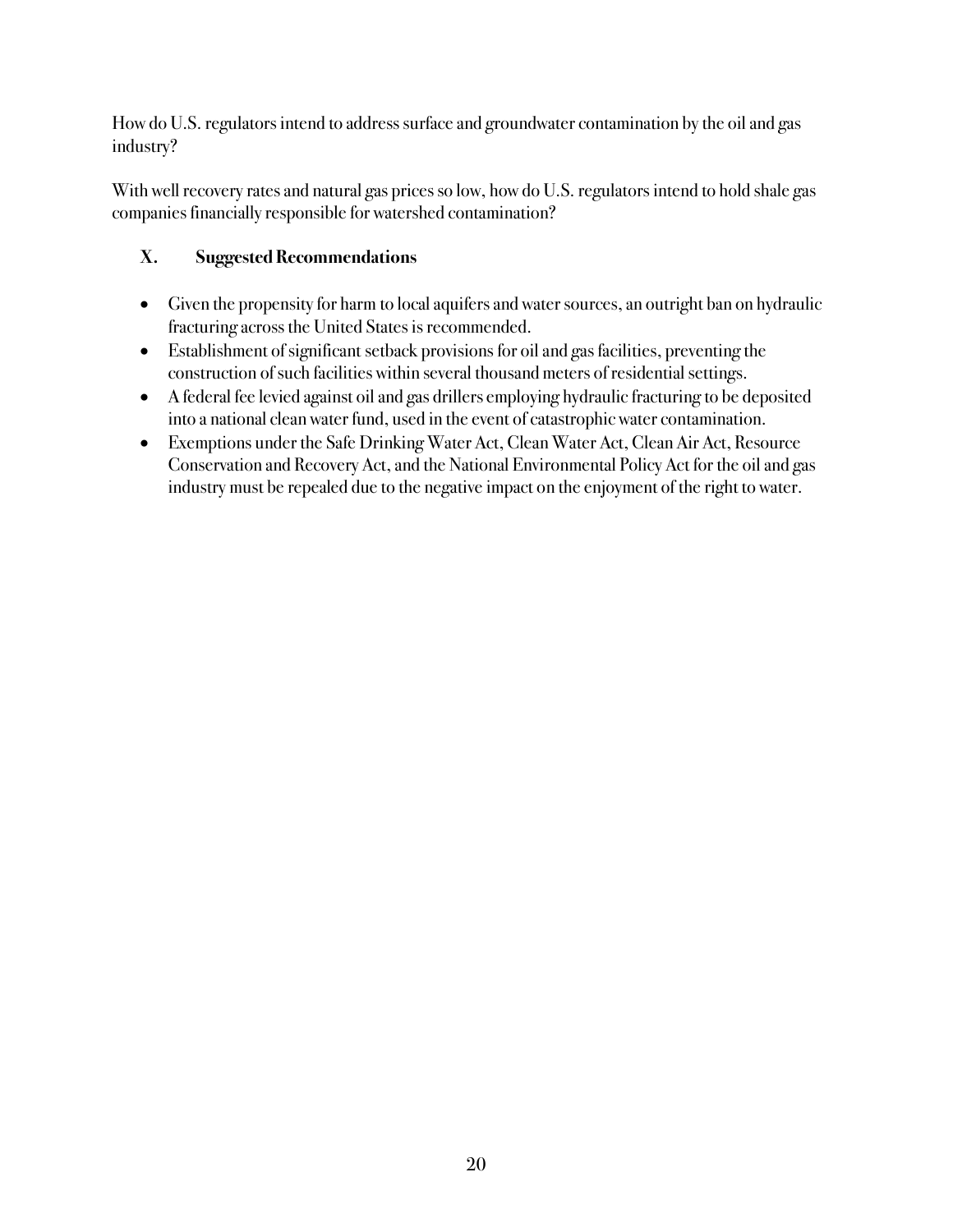How do U.S. regulators intend to address surface and groundwater contamination by the oil and gas industry?

With well recovery rates and natural gas prices so low, how do U.S. regulators intend to hold shale gas companies financially responsible for watershed contamination?

## X. Suggested Recommendations

- Given the propensity for harm to local aquifers and water sources, an outright ban on hydraulic fracturing across the United States is recommended.
- Establishment of significant setback provisions for oil and gas facilities, preventing the construction of such facilities within several thousand meters of residential settings.
- A federal fee levied against oil and gas drillers employing hydraulic fracturing to be deposited into a national clean water fund, used in the event of catastrophic water contamination.
- Exemptions under the Safe Drinking Water Act, Clean Water Act, Clean Air Act, Resource Conservation and Recovery Act, and the National Environmental Policy Act for the oil and gas industry must be repealed due to the negative impact on the enjoyment of the right to water.